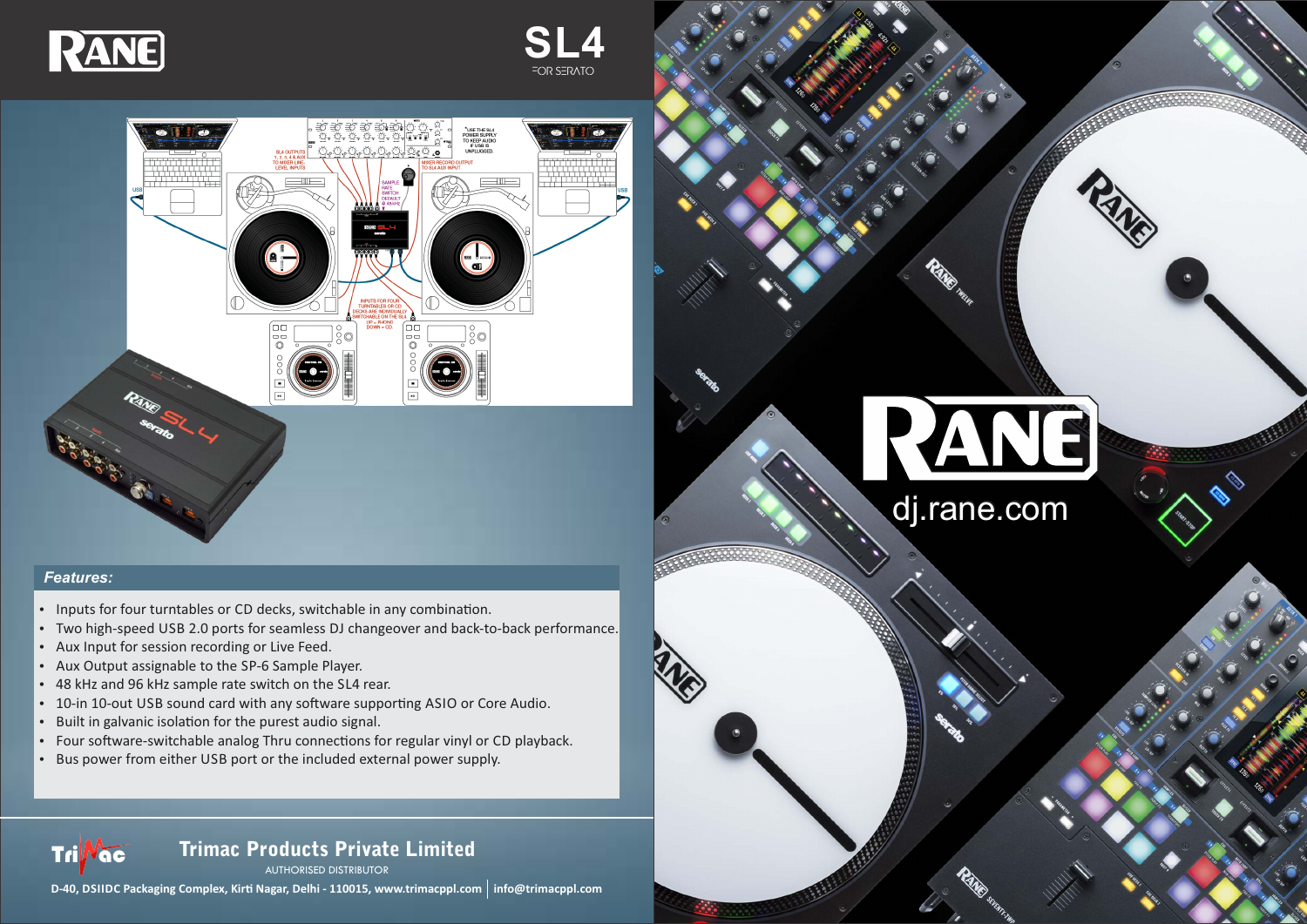# RANE

# SL4

FOR SERATO

## Features:

- Inputs for four turntables or CD decks, switchable in any combination.
- Two high-speed USB 2.0 ports for seamless DJ changeover and back-to-back performance.
- Aux Input for session recording or Live Feed.
- Aux Output assignable to the SP-6 Sample Player.
- 48 kHz and 96 kHz sample rate switch on the SL4 rear.
- 10-in 10-out USB sound card with any software supporting ASIO or Core Audio.
- Built in galvanic isolation for the purest audio signal.
- Four software-switchable analog Thru connections for regular vinyl or CD playback.
- Bus power from either USB port or the included external power supply.

**Trimac Products Private Limited**

AUTHORISED DISTRIBUTOR

**D-40, DSIIDC Packaging Complex, Kirti Nagar, Delhi - 110015, www.trimacppl.com | info@trimacppl.com**

RANE

dj.rane.com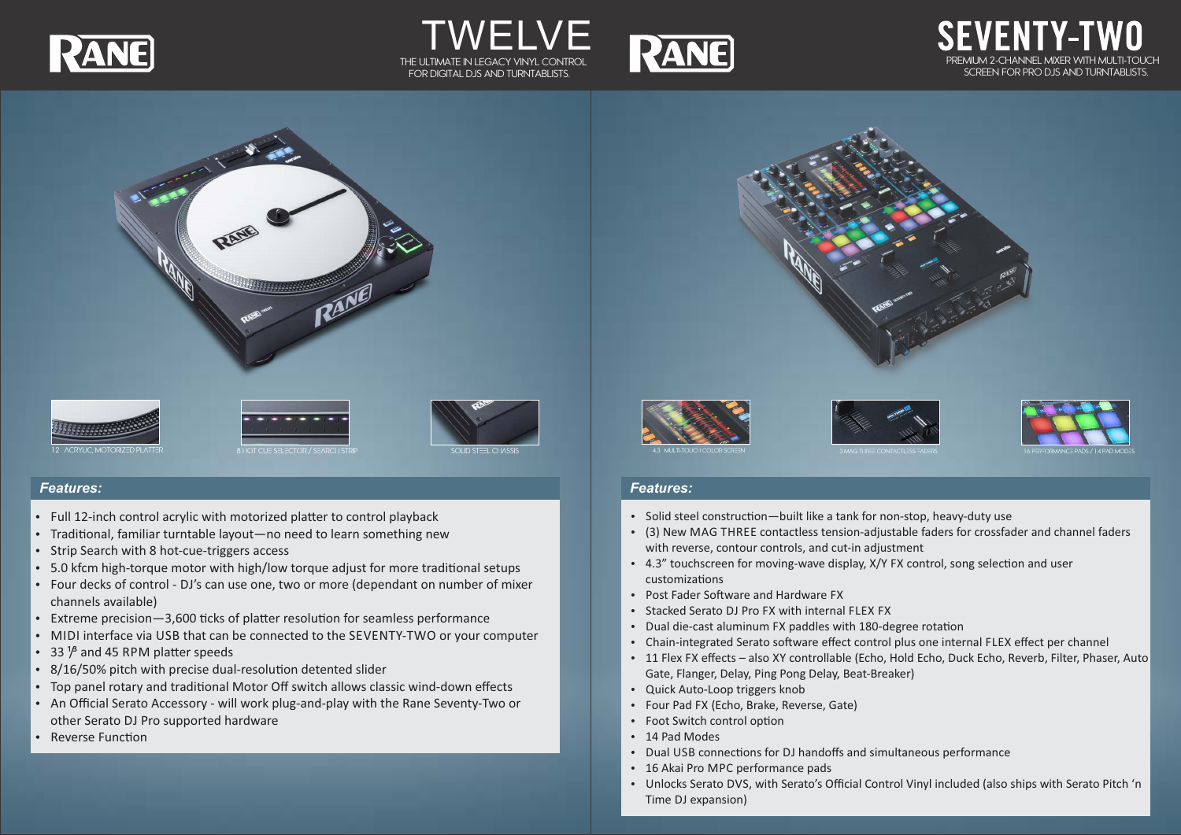# TWELVE

THE ULTIMATE IN LEGACY VINYL CONTROL FOR DIGITAL DJS AND TURNTABLISTS.

12" ACRYLIC MOTORIZED PLATTER

8 HOT CUE SELECTOR / SEARCH STRIP

SOLID STEEL CHASSIS

### Features:

- Full 12-inch control acrylic with motorized platter to control playback
- Traditional, familiar turntable layout—no need to learn something new
- Strip Search with 8 hot-cue-triggers access
- 5.0 kfcm high-torque motor with high/low torque adjust for more traditional setups
- Four decks of control - DJ's can use one, two or more (dependant on number of mixer channels available)
- Extreme precision—3,600 ticks of platter resolution for seamless performance
- MIDI interface via USB that can be connected to the SEVENTY-TWO or your computer
- 33 1/3 and 45 RPM platter speeds
- 8/16/50% pitch with precise dual-resolution detented slider
- Top panel rotary and traditional Motor Off switch allows classic wind-down effects
- An Official Serato Accessory - will work plug-and-play with the Rane Seventy-Two or other Serato DJ Pro supported hardware
- Reverse Function

# SEVENTY-TWO

PREMIUM 2-CHANNEL MIXER WITH MULTI-TOUCH SCREEN FOR PRO DJS AND TURNTABLISTS.

4.3" MULTI-TOUCH COLOR SCREEN

3 MAG THREE CONTACTLESS FADERS

16 PERFORMANCE PADS / 14 PAD MODES

### Features:

- Solid steel construction—built like a tank for non-stop, heavy-duty use
- (3) New MAG THREE contactless tension-adjustable faders for crossfader and channel faders with reverse, contour controls, and cut-in adjustment
- 4.3" touchscreen for moving-wave display, X/Y FX control, song selection and user customizations
- Post Fader Software and Hardware FX
- Stacked Serato DJ Pro FX with internal FLEX FX
- Dual die-cast aluminum FX paddles with 180-degree rotation
- Chain-integrated Serato software effect control plus one internal FLEX effect per channel
- 11 Flex FX effects – also XY controllable (Echo, Hold Echo, Duck Echo, Reverb, Filter, Phaser, Auto Gate, Flanger, Delay, Ping Pong Delay, Beat-Breaker)
- Quick Auto-Loop triggers knob
- Four Pad FX (Echo, Brake, Reverse, Gate)
- Foot Switch control option
- 14 Pad Modes
- Dual USB connections for DJ handoffs and simultaneous performance
- 16 Akai Pro MPC performance pads
- Unlocks Serato DVS, with Serato's Official Control Vinyl included (also ships with Serato Pitch 'n Time DJ expansion)